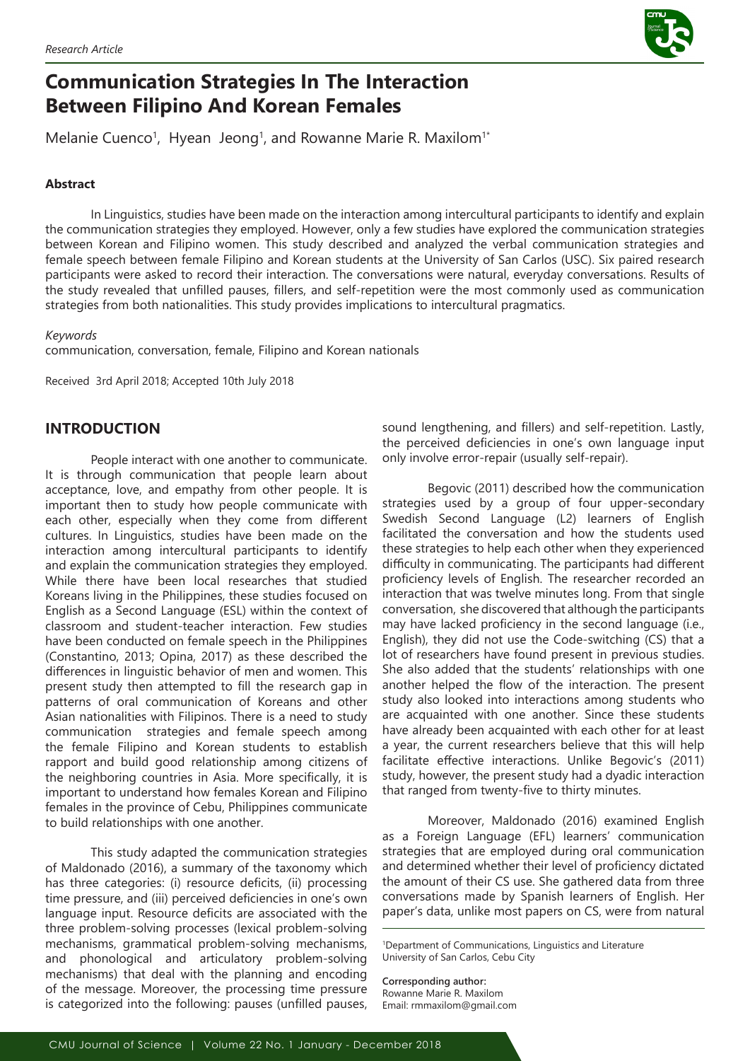*Research Article*

# Communication Strategies In The Interaction Between Filipino And Korean Females

Melanie Cuenco[1], Hyean Jeong[1], and Rowanne Marie R. Maxilom[1*]

### Abstract

In Linguistics, studies have been made on the interaction among intercultural participants to identify and explain the communication strategies they employed. However, only a few studies have explored the communication strategies between Korean and Filipino women. This study described and analyzed the verbal communication strategies and female speech between female Filipino and Korean students at the University of San Carlos (USC). Six paired research participants were asked to record their interaction. The conversations were natural, everyday conversations. Results of the study revealed that unfilled pauses, fillers, and self-repetition were the most commonly used as communication strategies from both nationalities. This study provides implications to intercultural pragmatics.

*Keywords*

communication, conversation, female, Filipino and Korean nationals

Received 3rd April 2018; Accepted 10th July 2018

## INTRODUCTION

People interact with one another to communicate. It is through communication that people learn about acceptance, love, and empathy from other people. It is important then to study how people communicate with each other, especially when they come from different cultures. In Linguistics, studies have been made on the interaction among intercultural participants to identify and explain the communication strategies they employed. While there have been local researches that studied Koreans living in the Philippines, these studies focused on English as a Second Language (ESL) within the context of classroom and student-teacher interaction. Few studies have been conducted on female speech in the Philippines (Constantino, 2013; Opina, 2017) as these described the differences in linguistic behavior of men and women. This present study then attempted to fill the research gap in patterns of oral communication of Koreans and other Asian nationalities with Filipinos. There is a need to study communication strategies and female speech among the female Filipino and Korean students to establish rapport and build good relationship among citizens of the neighboring countries in Asia. More specifically, it is important to understand how females Korean and Filipino females in the province of Cebu, Philippines communicate to build relationships with one another.

This study adapted the communication strategies of Maldonado (2016), a summary of the taxonomy which has three categories: (i) resource deficits, (ii) processing time pressure, and (iii) perceived deficiencies in one's own language input. Resource deficits are associated with the three problem-solving processes (lexical problem-solving mechanisms, grammatical problem-solving mechanisms, and phonological and articulatory problem-solving mechanisms) that deal with the planning and encoding of the message. Moreover, the processing time pressure is categorized into the following: pauses (unfilled pauses, sound lengthening, and fillers) and self-repetition. Lastly, the perceived deficiencies in one's own language input only involve error-repair (usually self-repair).

Begovic (2011) described how the communication strategies used by a group of four upper-secondary Swedish Second Language (L2) learners of English facilitated the conversation and how the students used these strategies to help each other when they experienced difficulty in communicating. The participants had different proficiency levels of English. The researcher recorded an interaction that was twelve minutes long. From that single conversation, she discovered that although the participants may have lacked proficiency in the second language (i.e., English), they did not use the Code-switching (CS) that a lot of researchers have found present in previous studies. She also added that the students' relationships with one another helped the flow of the interaction. The present study also looked into interactions among students who are acquainted with one another. Since these students have already been acquainted with each other for at least a year, the current researchers believe that this will help facilitate effective interactions. Unlike Begovic's (2011) study, however, the present study had a dyadic interaction that ranged from twenty-five to thirty minutes.

Moreover, Maldonado (2016) examined English as a Foreign Language (EFL) learners' communication strategies that are employed during oral communication and determined whether their level of proficiency dictated the amount of their CS use. She gathered data from three conversations made by Spanish learners of English. Her paper's data, unlike most papers on CS, were from natural

[1]Department of Communications, Linguistics and Literature
University of San Carlos, Cebu City

**Corresponding author:**
Rowanne Marie R. Maxilom
Email: rmmaxilom@gmail.com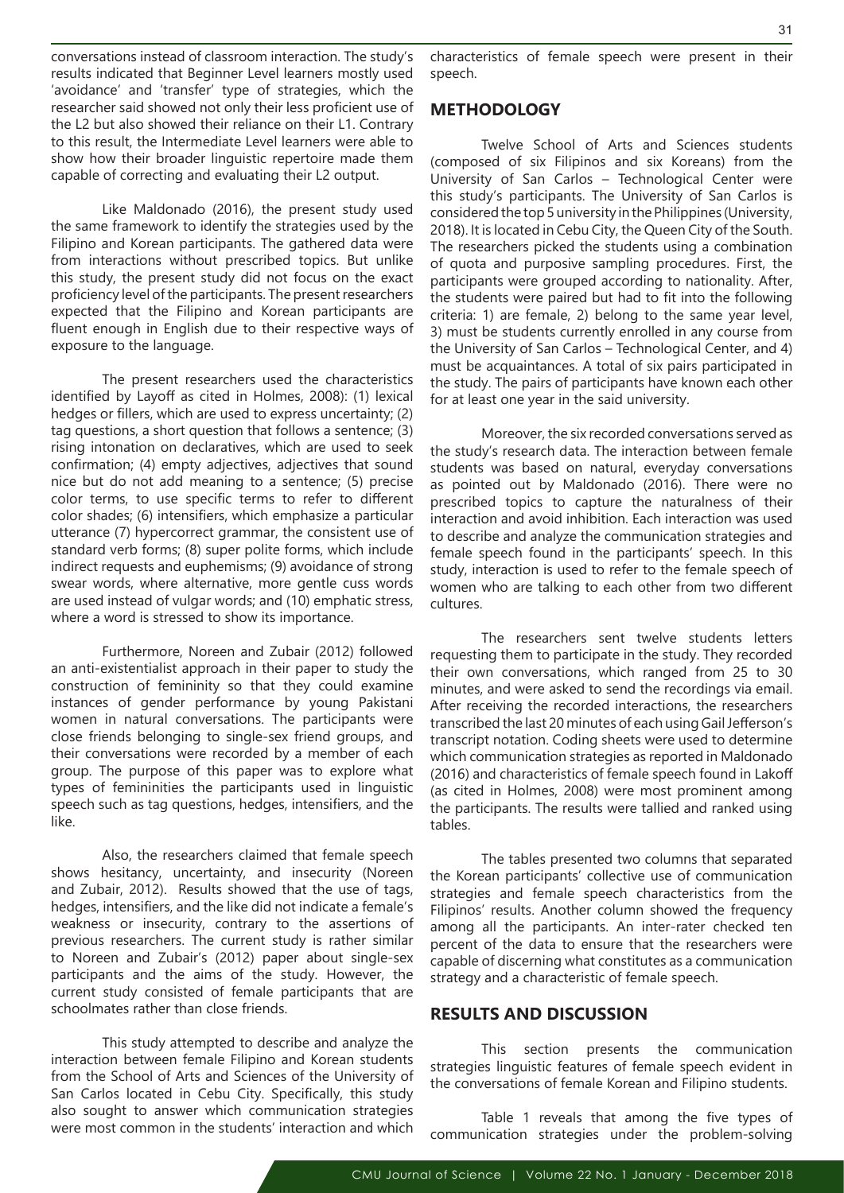conversations instead of classroom interaction. The study's results indicated that Beginner Level learners mostly used 'avoidance' and 'transfer' type of strategies, which the researcher said showed not only their less proficient use of the L2 but also showed their reliance on their L1. Contrary to this result, the Intermediate Level learners were able to show how their broader linguistic repertoire made them capable of correcting and evaluating their L2 output.

Like Maldonado (2016), the present study used the same framework to identify the strategies used by the Filipino and Korean participants. The gathered data were from interactions without prescribed topics. But unlike this study, the present study did not focus on the exact proficiency level of the participants. The present researchers expected that the Filipino and Korean participants are fluent enough in English due to their respective ways of exposure to the language.

The present researchers used the characteristics identified by Layoff as cited in Holmes, 2008): (1) lexical hedges or fillers, which are used to express uncertainty; (2) tag questions, a short question that follows a sentence; (3) rising intonation on declaratives, which are used to seek confirmation; (4) empty adjectives, adjectives that sound nice but do not add meaning to a sentence; (5) precise color terms, to use specific terms to refer to different color shades; (6) intensifiers, which emphasize a particular utterance (7) hypercorrect grammar, the consistent use of standard verb forms; (8) super polite forms, which include indirect requests and euphemisms; (9) avoidance of strong swear words, where alternative, more gentle cuss words are used instead of vulgar words; and (10) emphatic stress, where a word is stressed to show its importance.

Furthermore, Noreen and Zubair (2012) followed an anti-existentialist approach in their paper to study the construction of femininity so that they could examine instances of gender performance by young Pakistani women in natural conversations. The participants were close friends belonging to single-sex friend groups, and their conversations were recorded by a member of each group. The purpose of this paper was to explore what types of femininities the participants used in linguistic speech such as tag questions, hedges, intensifiers, and the like.

Also, the researchers claimed that female speech shows hesitancy, uncertainty, and insecurity (Noreen and Zubair, 2012). Results showed that the use of tags, hedges, intensifiers, and the like did not indicate a female's weakness or insecurity, contrary to the assertions of previous researchers. The current study is rather similar to Noreen and Zubair's (2012) paper about single-sex participants and the aims of the study. However, the current study consisted of female participants that are schoolmates rather than close friends.

This study attempted to describe and analyze the interaction between female Filipino and Korean students from the School of Arts and Sciences of the University of San Carlos located in Cebu City. Specifically, this study also sought to answer which communication strategies were most common in the students' interaction and which characteristics of female speech were present in their speech.

## METHODOLOGY

Twelve School of Arts and Sciences students (composed of six Filipinos and six Koreans) from the University of San Carlos – Technological Center were this study's participants. The University of San Carlos is considered the top 5 university in the Philippines (University, 2018). It is located in Cebu City, the Queen City of the South. The researchers picked the students using a combination of quota and purposive sampling procedures. First, the participants were grouped according to nationality. After, the students were paired but had to fit into the following criteria: 1) are female, 2) belong to the same year level, 3) must be students currently enrolled in any course from the University of San Carlos – Technological Center, and 4) must be acquaintances. A total of six pairs participated in the study. The pairs of participants have known each other for at least one year in the said university.

Moreover, the six recorded conversations served as the study's research data. The interaction between female students was based on natural, everyday conversations as pointed out by Maldonado (2016). There were no prescribed topics to capture the naturalness of their interaction and avoid inhibition. Each interaction was used to describe and analyze the communication strategies and female speech found in the participants' speech. In this study, interaction is used to refer to the female speech of women who are talking to each other from two different cultures.

The researchers sent twelve students letters requesting them to participate in the study. They recorded their own conversations, which ranged from 25 to 30 minutes, and were asked to send the recordings via email. After receiving the recorded interactions, the researchers transcribed the last 20 minutes of each using Gail Jefferson's transcript notation. Coding sheets were used to determine which communication strategies as reported in Maldonado (2016) and characteristics of female speech found in Lakoff (as cited in Holmes, 2008) were most prominent among the participants. The results were tallied and ranked using tables.

The tables presented two columns that separated the Korean participants' collective use of communication strategies and female speech characteristics from the Filipinos' results. Another column showed the frequency among all the participants. An inter-rater checked ten percent of the data to ensure that the researchers were capable of discerning what constitutes as a communication strategy and a characteristic of female speech.

## RESULTS AND DISCUSSION

This section presents the communication strategies linguistic features of female speech evident in the conversations of female Korean and Filipino students.

Table 1 reveals that among the five types of communication strategies under the problem-solving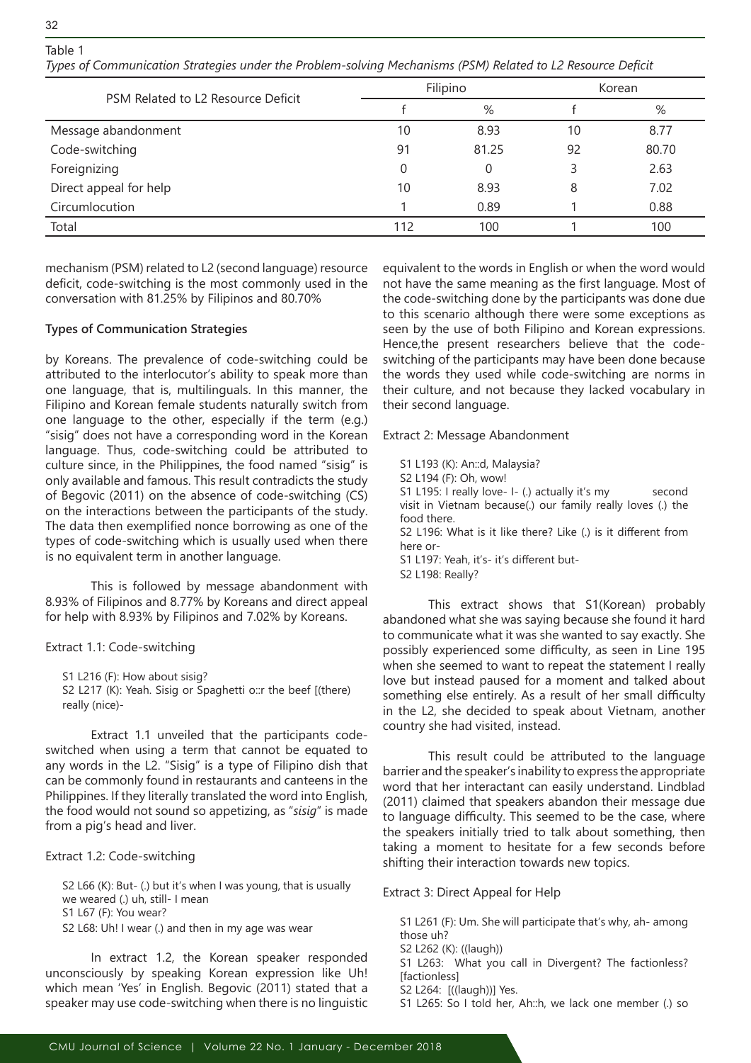Table 1
*Types of Communication Strategies under the Problem-solving Mechanisms (PSM) Related to L2 Resource Deficit*

| PSM Related to L2 Resource Deficit | Filipino | | Korean | |
|---|---|---|---|---|
| | f | % | f | % |
| Message abandonment | 10 | 8.93 | 10 | 8.77 |
| Code-switching | 91 | 81.25 | 92 | 80.70 |
| Foreignizing | 0 | 0 | 3 | 2.63 |
| Direct appeal for help | 10 | 8.93 | 8 | 7.02 |
| Circumlocution | 1 | 0.89 | 1 | 0.88 |
| Total | 112 | 100 | 1 | 100 |

mechanism (PSM) related to L2 (second language) resource deficit, code-switching is the most commonly used in the conversation with 81.25% by Filipinos and 80.70%

**Types of Communication Strategies**

by Koreans. The prevalence of code-switching could be attributed to the interlocutor's ability to speak more than one language, that is, multilinguals. In this manner, the Filipino and Korean female students naturally switch from one language to the other, especially if the term (e.g.) "sisig" does not have a corresponding word in the Korean language. Thus, code-switching could be attributed to culture since, in the Philippines, the food named "sisig" is only available and famous. This result contradicts the study of Begovic (2011) on the absence of code-switching (CS) on the interactions between the participants of the study. The data then exemplified nonce borrowing as one of the types of code-switching which is usually used when there is no equivalent term in another language.

This is followed by message abandonment with 8.93% of Filipinos and 8.77% by Koreans and direct appeal for help with 8.93% by Filipinos and 7.02% by Koreans.

Extract 1.1: Code-switching

S1 L216 (F): How about sisig?
S2 L217 (K): Yeah. Sisig or Spaghetti o::r the beef [(there) really (nice)-

Extract 1.1 unveiled that the participants code-switched when using a term that cannot be equated to any words in the L2. "Sisig" is a type of Filipino dish that can be commonly found in restaurants and canteens in the Philippines. If they literally translated the word into English, the food would not sound so appetizing, as "*sisig*" is made from a pig's head and liver.

Extract 1.2: Code-switching

S2 L66 (K): But- (.) but it's when I was young, that is usually we weared (.) uh, still- I mean
S1 L67 (F): You wear?
S2 L68: Uh! I wear (.) and then in my age was wear

In extract 1.2, the Korean speaker responded unconsciously by speaking Korean expression like Uh! which mean 'Yes' in English. Begovic (2011) stated that a speaker may use code-switching when there is no linguistic equivalent to the words in English or when the word would not have the same meaning as the first language. Most of the code-switching done by the participants was done due to this scenario although there were some exceptions as seen by the use of both Filipino and Korean expressions. Hence,the present researchers believe that the code-switching of the participants may have been done because the words they used while code-switching are norms in their culture, and not because they lacked vocabulary in their second language.

Extract 2: Message Abandonment

S1 L193 (K): An::d, Malaysia?
S2 L194 (F): Oh, wow!
S1 L195: I really love- I- (.) actually it's my second visit in Vietnam because(.) our family really loves (.) the food there.
S2 L196: What is it like there? Like (.) is it different from here or-
S1 L197: Yeah, it's- it's different but-
S2 L198: Really?

This extract shows that S1(Korean) probably abandoned what she was saying because she found it hard to communicate what it was she wanted to say exactly. She possibly experienced some difficulty, as seen in Line 195 when she seemed to want to repeat the statement I really love but instead paused for a moment and talked about something else entirely. As a result of her small difficulty in the L2, she decided to speak about Vietnam, another country she had visited, instead.

This result could be attributed to the language barrier and the speaker's inability to express the appropriate word that her interactant can easily understand. Lindblad (2011) claimed that speakers abandon their message due to language difficulty. This seemed to be the case, where the speakers initially tried to talk about something, then taking a moment to hesitate for a few seconds before shifting their interaction towards new topics.

Extract 3: Direct Appeal for Help

S1 L261 (F): Um. She will participate that's why, ah- among those uh?
S2 L262 (K): ((laugh))
S1 L263: What you call in Divergent? The factionless? [factionless]
S2 L264: [((laugh))] Yes.
S1 L265: So I told her, Ah::h, we lack one member (.) so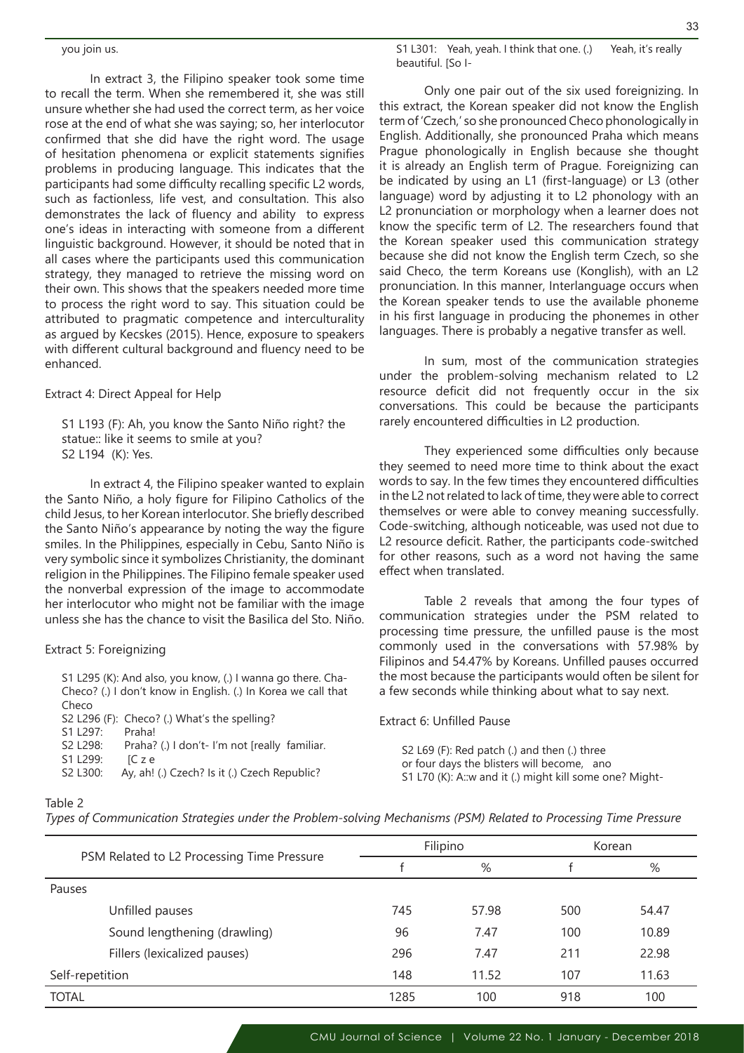you join us.

In extract 3, the Filipino speaker took some time to recall the term. When she remembered it, she was still unsure whether she had used the correct term, as her voice rose at the end of what she was saying; so, her interlocutor confirmed that she did have the right word. The usage of hesitation phenomena or explicit statements signifies problems in producing language. This indicates that the participants had some difficulty recalling specific L2 words, such as factionless, life vest, and consultation. This also demonstrates the lack of fluency and ability to express one's ideas in interacting with someone from a different linguistic background. However, it should be noted that in all cases where the participants used this communication strategy, they managed to retrieve the missing word on their own. This shows that the speakers needed more time to process the right word to say. This situation could be attributed to pragmatic competence and interculturality as argued by Kecskes (2015). Hence, exposure to speakers with different cultural background and fluency need to be enhanced.

Extract 4: Direct Appeal for Help

> S1 L193 (F): Ah, you know the Santo Niño right? the statue:: like it seems to smile at you?
> S2 L194 (K): Yes.

In extract 4, the Filipino speaker wanted to explain the Santo Niño, a holy figure for Filipino Catholics of the child Jesus, to her Korean interlocutor. She briefly described the Santo Niño's appearance by noting the way the figure smiles. In the Philippines, especially in Cebu, Santo Niño is very symbolic since it symbolizes Christianity, the dominant religion in the Philippines. The Filipino female speaker used the nonverbal expression of the image to accommodate her interlocutor who might not be familiar with the image unless she has the chance to visit the Basilica del Sto. Niño.

Extract 5: Foreignizing

> S1 L295 (K): And also, you know, (.) I wanna go there. Cha-Checo? (.) I don't know in English. (.) In Korea we call that Checo
> S2 L296 (F): Checo? (.) What's the spelling?
> S1 L297: Praha!
> S2 L298: Praha? (.) I don't- I'm not [really familiar.
> S1 L299: [C z e
> S2 L300: Ay, ah! (.) Czech? Is it (.) Czech Republic?
> S1 L301: Yeah, yeah. I think that one. (.) Yeah, it's really beautiful. [So I-

Only one pair out of the six used foreignizing. In this extract, the Korean speaker did not know the English term of 'Czech,' so she pronounced Checo phonologically in English. Additionally, she pronounced Praha which means Prague phonologically in English because she thought it is already an English term of Prague. Foreignizing can be indicated by using an L1 (first-language) or L3 (other language) word by adjusting it to L2 phonology with an L2 pronunciation or morphology when a learner does not know the specific term of L2. The researchers found that the Korean speaker used this communication strategy because she did not know the English term Czech, so she said Checo, the term Koreans use (Konglish), with an L2 pronunciation. In this manner, Interlanguage occurs when the Korean speaker tends to use the available phoneme in his first language in producing the phonemes in other languages. There is probably a negative transfer as well.

In sum, most of the communication strategies under the problem-solving mechanism related to L2 resource deficit did not frequently occur in the six conversations. This could be because the participants rarely encountered difficulties in L2 production.

They experienced some difficulties only because they seemed to need more time to think about the exact words to say. In the few times they encountered difficulties in the L2 not related to lack of time, they were able to correct themselves or were able to convey meaning successfully. Code-switching, although noticeable, was used not due to L2 resource deficit. Rather, the participants code-switched for other reasons, such as a word not having the same effect when translated.

Table 2 reveals that among the four types of communication strategies under the PSM related to processing time pressure, the unfilled pause is the most commonly used in the conversations with 57.98% by Filipinos and 54.47% by Koreans. Unfilled pauses occurred the most because the participants would often be silent for a few seconds while thinking about what to say next.

Extract 6: Unfilled Pause

> S2 L69 (F): Red patch (.) and then (.) three or four days the blisters will become, ano
> S1 L70 (K): A::w and it (.) might kill some one? Might-

Table 2

*Types of Communication Strategies under the Problem-solving Mechanisms (PSM) Related to Processing Time Pressure*

| PSM Related to L2 Processing Time Pressure | Filipino | | Korean | |
|---|---|---|---|---|
| | f | % | f | % |
| Pauses | | | | |
| Unfilled pauses | 745 | 57.98 | 500 | 54.47 |
| Sound lengthening (drawling) | 96 | 7.47 | 100 | 10.89 |
| Fillers (lexicalized pauses) | 296 | 7.47 | 211 | 22.98 |
| Self-repetition | 148 | 11.52 | 107 | 11.63 |
| TOTAL | 1285 | 100 | 918 | 100 |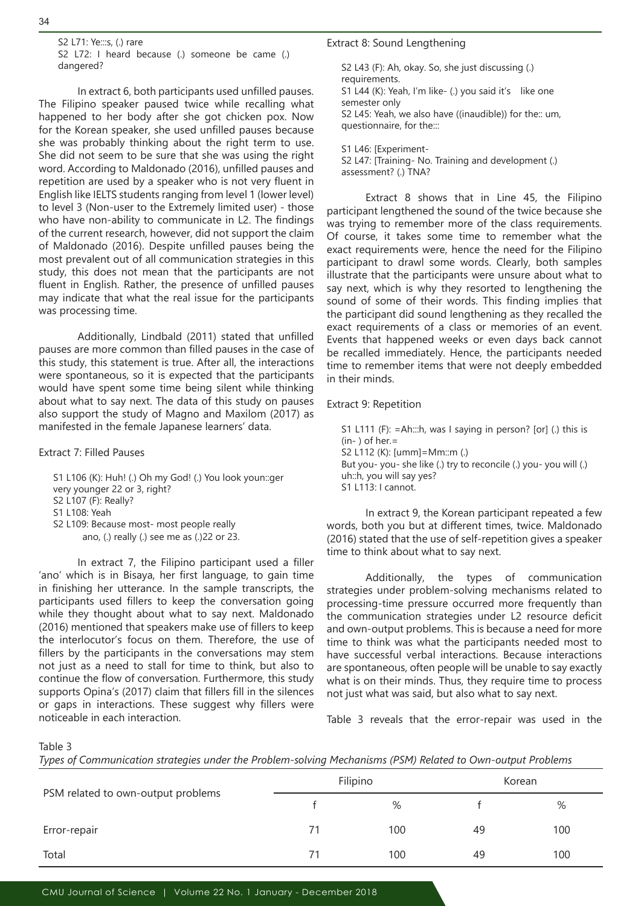S2 L71: Ye:::s, (.) rare
S2 L72: I heard because (.) someone be came (.) dangered?

In extract 6, both participants used unfilled pauses. The Filipino speaker paused twice while recalling what happened to her body after she got chicken pox. Now for the Korean speaker, she used unfilled pauses because she was probably thinking about the right term to use. She did not seem to be sure that she was using the right word. According to Maldonado (2016), unfilled pauses and repetition are used by a speaker who is not very fluent in English like IELTS students ranging from level 1 (lower level) to level 3 (Non-user to the Extremely limited user) - those who have non-ability to communicate in L2. The findings of the current research, however, did not support the claim of Maldonado (2016). Despite unfilled pauses being the most prevalent out of all communication strategies in this study, this does not mean that the participants are not fluent in English. Rather, the presence of unfilled pauses may indicate that what the real issue for the participants was processing time.

Additionally, Lindbald (2011) stated that unfilled pauses are more common than filled pauses in the case of this study, this statement is true. After all, the interactions were spontaneous, so it is expected that the participants would have spent some time being silent while thinking about what to say next. The data of this study on pauses also support the study of Magno and Maxilom (2017) as manifested in the female Japanese learners' data.

Extract 7: Filled Pauses

S1 L106 (K): Huh! (.) Oh my God! (.) You look youn::ger very younger 22 or 3, right?
S2 L107 (F): Really?
S1 L108: Yeah
S2 L109: Because most- most people really ano, (.) really (.) see me as (.)22 or 23.

In extract 7, the Filipino participant used a filler 'ano' which is in Bisaya, her first language, to gain time in finishing her utterance. In the sample transcripts, the participants used fillers to keep the conversation going while they thought about what to say next. Maldonado (2016) mentioned that speakers make use of fillers to keep the interlocutor's focus on them. Therefore, the use of fillers by the participants in the conversations may stem not just as a need to stall for time to think, but also to continue the flow of conversation. Furthermore, this study supports Opina's (2017) claim that fillers fill in the silences or gaps in interactions. These suggest why fillers were noticeable in each interaction.

Extract 8: Sound Lengthening

S2 L43 (F): Ah, okay. So, she just discussing (.) requirements.
S1 L44 (K): Yeah, I'm like- (.) you said it's like one semester only
S2 L45: Yeah, we also have ((inaudible)) for the:: um, questionnaire, for the:::

S1 L46: [Experiment-
S2 L47: [Training- No. Training and development (.) assessment? (.) TNA?

Extract 8 shows that in Line 45, the Filipino participant lengthened the sound of the twice because she was trying to remember more of the class requirements. Of course, it takes some time to remember what the exact requirements were, hence the need for the Filipino participant to drawl some words. Clearly, both samples illustrate that the participants were unsure about what to say next, which is why they resorted to lengthening the sound of some of their words. This finding implies that the participant did sound lengthening as they recalled the exact requirements of a class or memories of an event. Events that happened weeks or even days back cannot be recalled immediately. Hence, the participants needed time to remember items that were not deeply embedded in their minds.

Extract 9: Repetition

S1 L111 (F): =Ah:::h, was I saying in person? [or] (.) this is (in- ) of her.=
S2 L112 (K): [umm]=Mm::m (.)
But you- you- she like (.) try to reconcile (.) you- you will (.) uh::h, you will say yes?
S1 L113: I cannot.

In extract 9, the Korean participant repeated a few words, both you but at different times, twice. Maldonado (2016) stated that the use of self-repetition gives a speaker time to think about what to say next.

Additionally, the types of communication strategies under problem-solving mechanisms related to processing-time pressure occurred more frequently than the communication strategies under L2 resource deficit and own-output problems. This is because a need for more time to think was what the participants needed most to have successful verbal interactions. Because interactions are spontaneous, often people will be unable to say exactly what is on their minds. Thus, they require time to process not just what was said, but also what to say next.

Table 3 reveals that the error-repair was used in the

Table 3
*Types of Communication strategies under the Problem-solving Mechanisms (PSM) Related to Own-output Problems*

| PSM related to own-output problems | Filipino | | Korean | |
|---|---|---|---|---|
| | f | % | f | % |
| Error-repair | 71 | 100 | 49 | 100 |
| Total | 71 | 100 | 49 | 100 |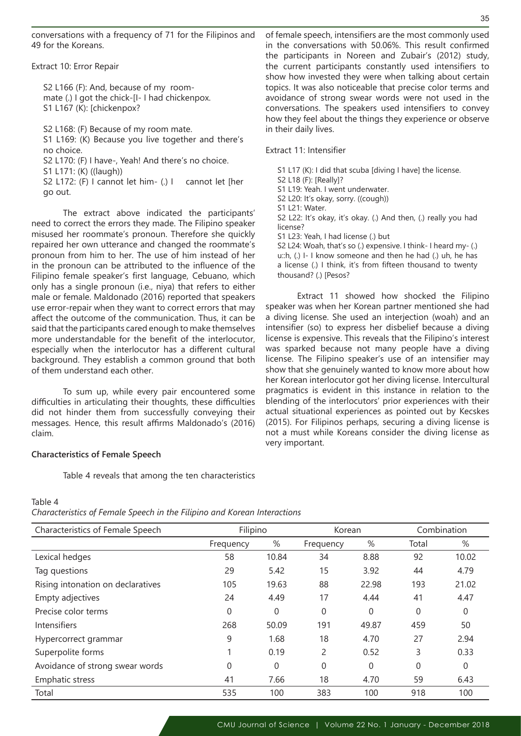conversations with a frequency of 71 for the Filipinos and 49 for the Koreans.

Extract 10: Error Repair

S2 L166 (F): And, because of my room-mate (.) I got the chick-[I- I had chickenpox.
S1 L167 (K): [chickenpox?

S2 L168: (F) Because of my room mate.
S1 L169: (K) Because you live together and there's no choice.
S2 L170: (F) I have-, Yeah! And there's no choice.
S1 L171: (K) ((laugh))
S2 L172: (F) I cannot let him- (.) I cannot let [her go out.

The extract above indicated the participants' need to correct the errors they made. The Filipino speaker misused her roommate's pronoun. Therefore she quickly repaired her own utterance and changed the roommate's pronoun from him to her. The use of him instead of her in the pronoun can be attributed to the influence of the Filipino female speaker's first language, Cebuano, which only has a single pronoun (i.e., niya) that refers to either male or female. Maldonado (2016) reported that speakers use error-repair when they want to correct errors that may affect the outcome of the communication. Thus, it can be said that the participants cared enough to make themselves more understandable for the benefit of the interlocutor, especially when the interlocutor has a different cultural background. They establish a common ground that both of them understand each other.

To sum up, while every pair encountered some difficulties in articulating their thoughts, these difficulties did not hinder them from successfully conveying their messages. Hence, this result affirms Maldonado's (2016) claim.

**Characteristics of Female Speech**

Table 4 reveals that among the ten characteristics of female speech, intensifiers are the most commonly used in the conversations with 50.06%. This result confirmed the participants in Noreen and Zubair's (2012) study, the current participants constantly used intensifiers to show how invested they were when talking about certain topics. It was also noticeable that precise color terms and avoidance of strong swear words were not used in the conversations. The speakers used intensifiers to convey how they feel about the things they experience or observe in their daily lives.

Extract 11: Intensifier

S1 L17 (K): I did that scuba [diving I have] the license.
S2 L18 (F): [Really]?
S1 L19: Yeah. I went underwater.
S2 L20: It's okay, sorry. ((cough))
S1 L21: Water.
S2 L22: It's okay, it's okay. (.) And then, (.) really you had license?
S1 L23: Yeah, I had license (.) but
S2 L24: Woah, that's so (.) expensive. I think- I heard my- (.) u::h, (.) I- I know someone and then he had (.) uh, he has a license (.) I think, it's from fifteen thousand to twenty thousand? (.) [Pesos?

Extract 11 showed how shocked the Filipino speaker was when her Korean partner mentioned she had a diving license. She used an interjection (woah) and an intensifier (so) to express her disbelief because a diving license is expensive. This reveals that the Filipino's interest was sparked because not many people have a diving license. The Filipino speaker's use of an intensifier may show that she genuinely wanted to know more about how her Korean interlocutor got her diving license. Intercultural pragmatics is evident in this instance in relation to the blending of the interlocutors' prior experiences with their actual situational experiences as pointed out by Kecskes (2015). For Filipinos perhaps, securing a diving license is not a must while Koreans consider the diving license as very important.

Table 4
*Characteristics of Female Speech in the Filipino and Korean Interactions*

| Characteristics of Female Speech | Filipino | | Korean | | Combination | |
|---|---|---|---|---|---|---|
| | Frequency | % | Frequency | % | Total | % |
| Lexical hedges | 58 | 10.84 | 34 | 8.88 | 92 | 10.02 |
| Tag questions | 29 | 5.42 | 15 | 3.92 | 44 | 4.79 |
| Rising intonation on declaratives | 105 | 19.63 | 88 | 22.98 | 193 | 21.02 |
| Empty adjectives | 24 | 4.49 | 17 | 4.44 | 41 | 4.47 |
| Precise color terms | 0 | 0 | 0 | 0 | 0 | 0 |
| Intensifiers | 268 | 50.09 | 191 | 49.87 | 459 | 50 |
| Hypercorrect grammar | 9 | 1.68 | 18 | 4.70 | 27 | 2.94 |
| Superpolite forms | 1 | 0.19 | 2 | 0.52 | 3 | 0.33 |
| Avoidance of strong swear words | 0 | 0 | 0 | 0 | 0 | 0 |
| Emphatic stress | 41 | 7.66 | 18 | 4.70 | 59 | 6.43 |
| Total | 535 | 100 | 383 | 100 | 918 | 100 |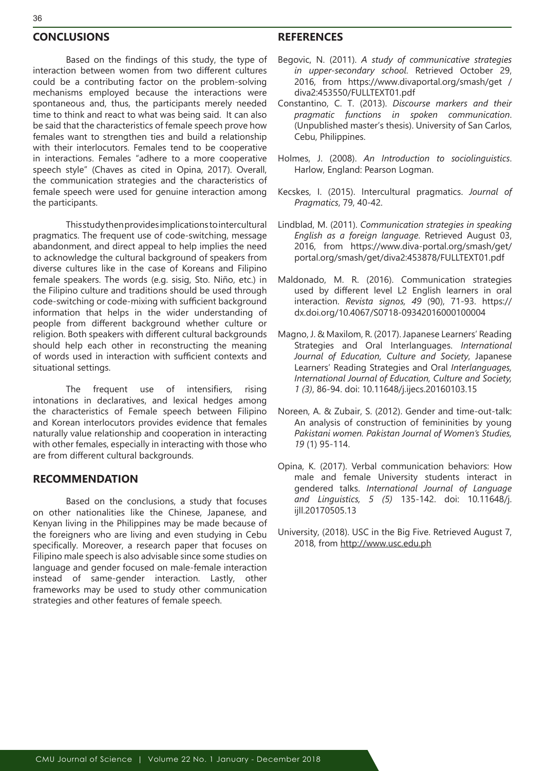## CONCLUSIONS

Based on the findings of this study, the type of interaction between women from two different cultures could be a contributing factor on the problem-solving mechanisms employed because the interactions were spontaneous and, thus, the participants merely needed time to think and react to what was being said. It can also be said that the characteristics of female speech prove how females want to strengthen ties and build a relationship with their interlocutors. Females tend to be cooperative in interactions. Females "adhere to a more cooperative speech style" (Chaves as cited in Opina, 2017). Overall, the communication strategies and the characteristics of female speech were used for genuine interaction among the participants.

This study then provides implications to intercultural pragmatics. The frequent use of code-switching, message abandonment, and direct appeal to help implies the need to acknowledge the cultural background of speakers from diverse cultures like in the case of Koreans and Filipino female speakers. The words (e.g. sisig, Sto. Niño, etc.) in the Filipino culture and traditions should be used through code-switching or code-mixing with sufficient background information that helps in the wider understanding of people from different background whether culture or religion. Both speakers with different cultural backgrounds should help each other in reconstructing the meaning of words used in interaction with sufficient contexts and situational settings.

The frequent use of intensifiers, rising intonations in declaratives, and lexical hedges among the characteristics of Female speech between Filipino and Korean interlocutors provides evidence that females naturally value relationship and cooperation in interacting with other females, especially in interacting with those who are from different cultural backgrounds.

## RECOMMENDATION

Based on the conclusions, a study that focuses on other nationalities like the Chinese, Japanese, and Kenyan living in the Philippines may be made because of the foreigners who are living and even studying in Cebu specifically. Moreover, a research paper that focuses on Filipino male speech is also advisable since some studies on language and gender focused on male-female interaction instead of same-gender interaction. Lastly, other frameworks may be used to study other communication strategies and other features of female speech.

## REFERENCES

Begovic, N. (2011). *A study of communicative strategies in upper-secondary school*. Retrieved October 29, 2016, from https://www.divaportal.org/smash/get / diva2:453550/FULLTEXT01.pdf

Constantino, C. T. (2013). *Discourse markers and their pragmatic functions in spoken communication*. (Unpublished master's thesis). University of San Carlos, Cebu, Philippines.

Holmes, J. (2008). *An Introduction to sociolinguistics*. Harlow, England: Pearson Logman.

Kecskes, I. (2015). Intercultural pragmatics. *Journal of Pragmatics*, 79, 40-42.

Lindblad, M. (2011). *Communication strategies in speaking English as a foreign language*. Retrieved August 03, 2016, from https://www.diva-portal.org/smash/get/portal.org/smash/get/diva2:453878/FULLTEXT01.pdf

Maldonado, M. R. (2016). Communication strategies used by different level L2 English learners in oral interaction. *Revista signos, 49* (90), 71-93. https://dx.doi.org/10.4067/S0718-09342016000100004

Magno, J. & Maxilom, R. (2017). Japanese Learners' Reading Strategies and Oral Interlanguages. *International Journal of Education, Culture and Society*, Japanese Learners' Reading Strategies and Oral *Interlanguages, International Journal of Education, Culture and Society, 1 (3)*, 86-94. doi: 10.11648/j.ijecs.20160103.15

Noreen, A. & Zubair, S. (2012). Gender and time-out-talk: An analysis of construction of femininities by young *Pakistani women. Pakistan Journal of Women's Studies, 19* (1) 95-114.

Opina, K. (2017). Verbal communication behaviors: How male and female University students interact in gendered talks. *International Journal of Language and Linguistics, 5 (5)* 135-142. doi: 10.11648/j.ijll.20170505.13

University, (2018). USC in the Big Five. Retrieved August 7, 2018, from http://www.usc.edu.ph